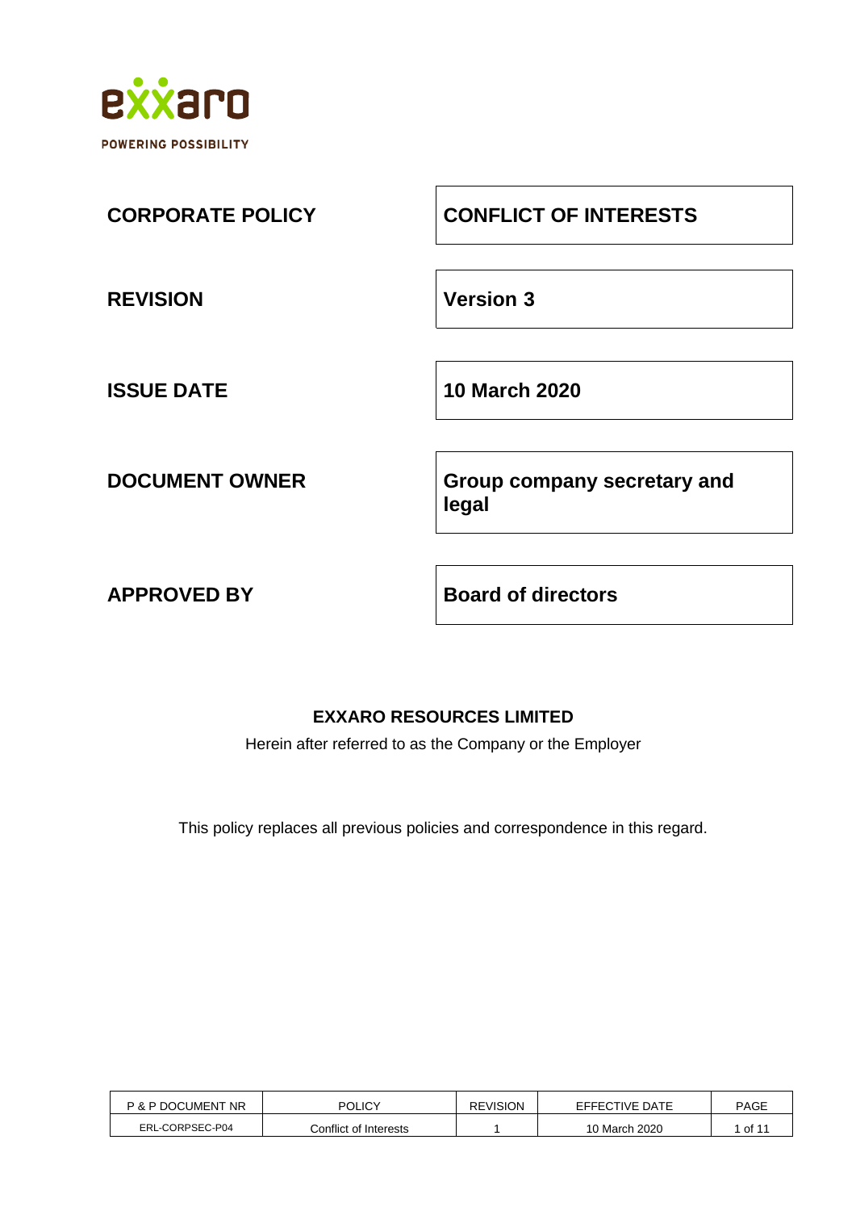exxaro

POWERING POSSIBILITY

| | |
|---|---|
| **CORPORATE POLICY** | **CONFLICT OF INTERESTS** |
| **REVISION** | **Version 3** |
| **ISSUE DATE** | **10 March 2020** |
| **DOCUMENT OWNER** | **Group company secretary and legal** |
| **APPROVED BY** | **Board of directors** |

**EXXARO RESOURCES LIMITED**

Herein after referred to as the Company or the Employer

This policy replaces all previous policies and correspondence in this regard.

| P & P DOCUMENT NR | POLICY | REVISION | EFFECTIVE DATE | PAGE |
|---|---|---|---|---|
| ERL-CORPSEC-P04 | Conflict of Interests | 1 | 10 March 2020 | 1 of 11 |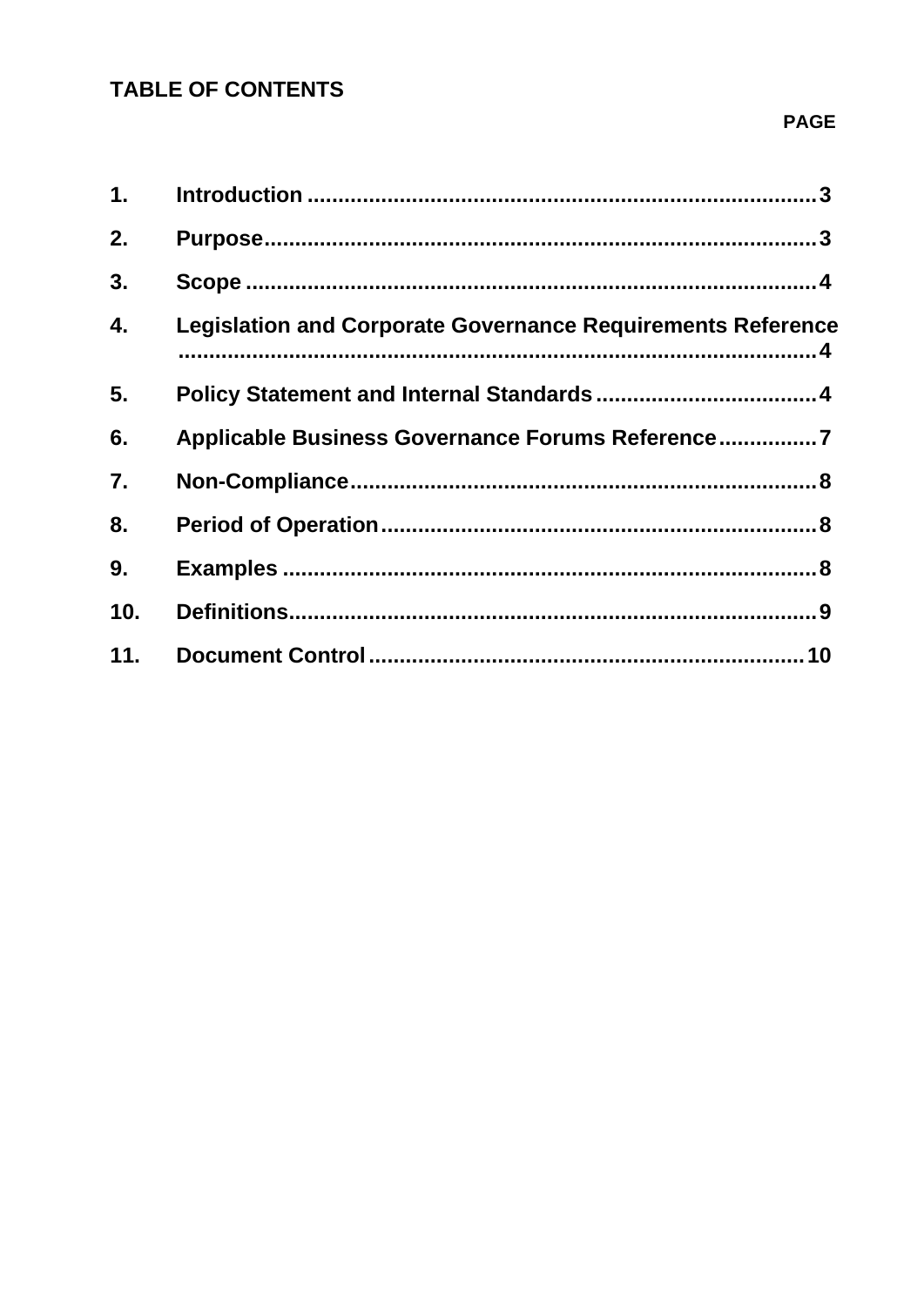## TABLE OF CONTENTS

| | | PAGE |
|---|---|---|
| 1. | Introduction | 3 |
| 2. | Purpose | 3 |
| 3. | Scope | 4 |
| 4. | Legislation and Corporate Governance Requirements Reference | 4 |
| 5. | Policy Statement and Internal Standards | 4 |
| 6. | Applicable Business Governance Forums Reference | 7 |
| 7. | Non-Compliance | 8 |
| 8. | Period of Operation | 8 |
| 9. | Examples | 8 |
| 10. | Definitions | 9 |
| 11. | Document Control | 10 |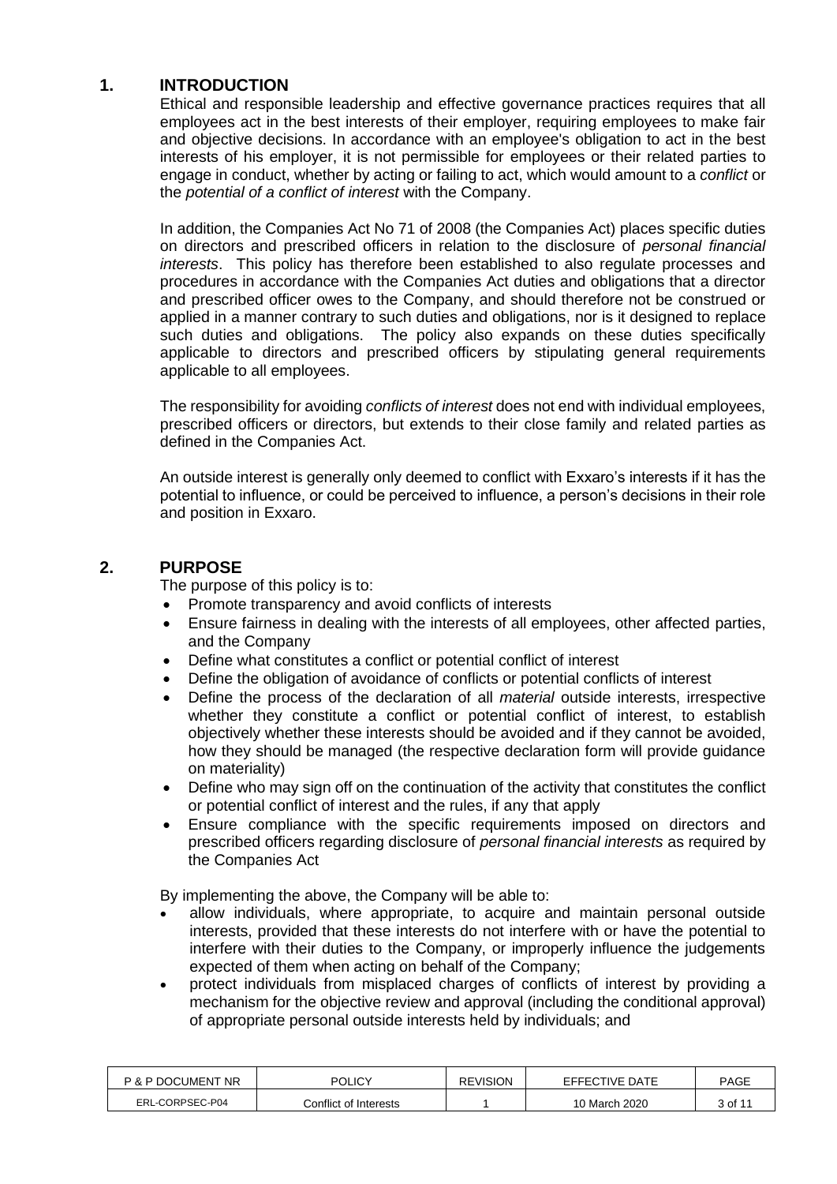## 1. INTRODUCTION

Ethical and responsible leadership and effective governance practices requires that all employees act in the best interests of their employer, requiring employees to make fair and objective decisions. In accordance with an employee's obligation to act in the best interests of his employer, it is not permissible for employees or their related parties to engage in conduct, whether by acting or failing to act, which would amount to a *conflict* or the *potential of a conflict of interest* with the Company.

In addition, the Companies Act No 71 of 2008 (the Companies Act) places specific duties on directors and prescribed officers in relation to the disclosure of *personal financial interests*. This policy has therefore been established to also regulate processes and procedures in accordance with the Companies Act duties and obligations that a director and prescribed officer owes to the Company, and should therefore not be construed or applied in a manner contrary to such duties and obligations, nor is it designed to replace such duties and obligations. The policy also expands on these duties specifically applicable to directors and prescribed officers by stipulating general requirements applicable to all employees.

The responsibility for avoiding *conflicts of interest* does not end with individual employees, prescribed officers or directors, but extends to their close family and related parties as defined in the Companies Act.

An outside interest is generally only deemed to conflict with Exxaro's interests if it has the potential to influence, or could be perceived to influence, a person's decisions in their role and position in Exxaro.

## 2. PURPOSE

The purpose of this policy is to:

- Promote transparency and avoid conflicts of interests
- Ensure fairness in dealing with the interests of all employees, other affected parties, and the Company
- Define what constitutes a conflict or potential conflict of interest
- Define the obligation of avoidance of conflicts or potential conflicts of interest
- Define the process of the declaration of all *material* outside interests, irrespective whether they constitute a conflict or potential conflict of interest, to establish objectively whether these interests should be avoided and if they cannot be avoided, how they should be managed (the respective declaration form will provide guidance on materiality)
- Define who may sign off on the continuation of the activity that constitutes the conflict or potential conflict of interest and the rules, if any that apply
- Ensure compliance with the specific requirements imposed on directors and prescribed officers regarding disclosure of *personal financial interests* as required by the Companies Act

By implementing the above, the Company will be able to:

- allow individuals, where appropriate, to acquire and maintain personal outside interests, provided that these interests do not interfere with or have the potential to interfere with their duties to the Company, or improperly influence the judgements expected of them when acting on behalf of the Company;
- protect individuals from misplaced charges of conflicts of interest by providing a mechanism for the objective review and approval (including the conditional approval) of appropriate personal outside interests held by individuals; and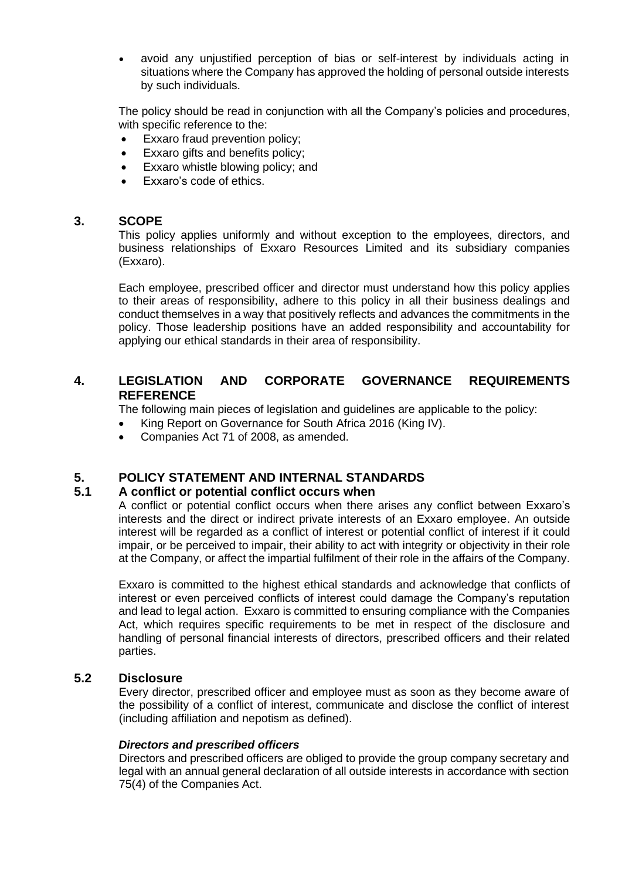- avoid any unjustified perception of bias or self-interest by individuals acting in situations where the Company has approved the holding of personal outside interests by such individuals.

The policy should be read in conjunction with all the Company's policies and procedures, with specific reference to the:

- Exxaro fraud prevention policy;
- Exxaro gifts and benefits policy;
- Exxaro whistle blowing policy; and
- Exxaro's code of ethics.

## 3. SCOPE

This policy applies uniformly and without exception to the employees, directors, and business relationships of Exxaro Resources Limited and its subsidiary companies (Exxaro).

Each employee, prescribed officer and director must understand how this policy applies to their areas of responsibility, adhere to this policy in all their business dealings and conduct themselves in a way that positively reflects and advances the commitments in the policy. Those leadership positions have an added responsibility and accountability for applying our ethical standards in their area of responsibility.

## 4. LEGISLATION AND CORPORATE GOVERNANCE REQUIREMENTS REFERENCE

The following main pieces of legislation and guidelines are applicable to the policy:

- King Report on Governance for South Africa 2016 (King IV).
- Companies Act 71 of 2008, as amended.

## 5. POLICY STATEMENT AND INTERNAL STANDARDS

### 5.1 A conflict or potential conflict occurs when

A conflict or potential conflict occurs when there arises any conflict between Exxaro's interests and the direct or indirect private interests of an Exxaro employee. An outside interest will be regarded as a conflict of interest or potential conflict of interest if it could impair, or be perceived to impair, their ability to act with integrity or objectivity in their role at the Company, or affect the impartial fulfilment of their role in the affairs of the Company.

Exxaro is committed to the highest ethical standards and acknowledge that conflicts of interest or even perceived conflicts of interest could damage the Company's reputation and lead to legal action. Exxaro is committed to ensuring compliance with the Companies Act, which requires specific requirements to be met in respect of the disclosure and handling of personal financial interests of directors, prescribed officers and their related parties.

### 5.2 Disclosure

Every director, prescribed officer and employee must as soon as they become aware of the possibility of a conflict of interest, communicate and disclose the conflict of interest (including affiliation and nepotism as defined).

***Directors and prescribed officers***

Directors and prescribed officers are obliged to provide the group company secretary and legal with an annual general declaration of all outside interests in accordance with section 75(4) of the Companies Act.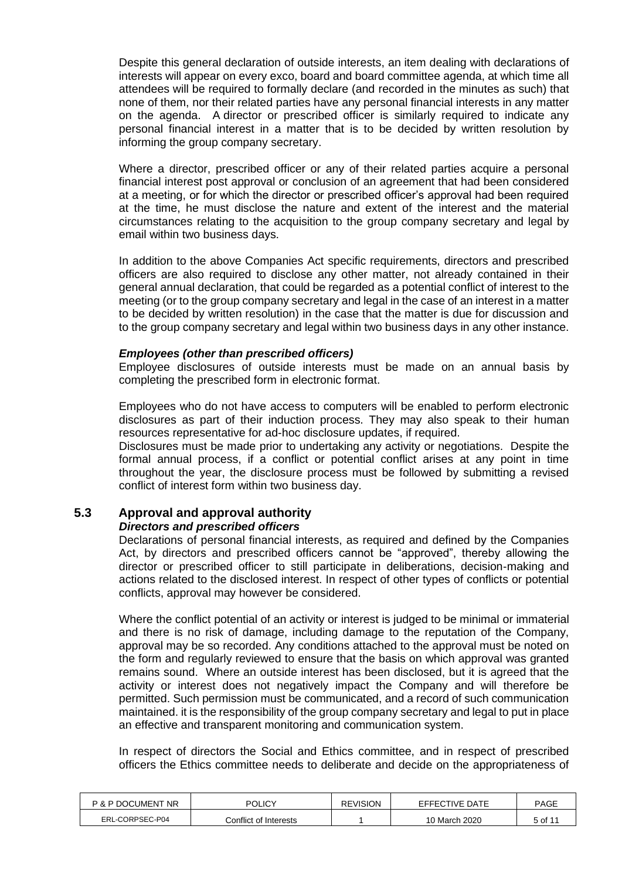Despite this general declaration of outside interests, an item dealing with declarations of interests will appear on every exco, board and board committee agenda, at which time all attendees will be required to formally declare (and recorded in the minutes as such) that none of them, nor their related parties have any personal financial interests in any matter on the agenda. A director or prescribed officer is similarly required to indicate any personal financial interest in a matter that is to be decided by written resolution by informing the group company secretary.

Where a director, prescribed officer or any of their related parties acquire a personal financial interest post approval or conclusion of an agreement that had been considered at a meeting, or for which the director or prescribed officer's approval had been required at the time, he must disclose the nature and extent of the interest and the material circumstances relating to the acquisition to the group company secretary and legal by email within two business days.

In addition to the above Companies Act specific requirements, directors and prescribed officers are also required to disclose any other matter, not already contained in their general annual declaration, that could be regarded as a potential conflict of interest to the meeting (or to the group company secretary and legal in the case of an interest in a matter to be decided by written resolution) in the case that the matter is due for discussion and to the group company secretary and legal within two business days in any other instance.

***Employees (other than prescribed officers)***

Employee disclosures of outside interests must be made on an annual basis by completing the prescribed form in electronic format.

Employees who do not have access to computers will be enabled to perform electronic disclosures as part of their induction process. They may also speak to their human resources representative for ad-hoc disclosure updates, if required.

Disclosures must be made prior to undertaking any activity or negotiations. Despite the formal annual process, if a conflict or potential conflict arises at any point in time throughout the year, the disclosure process must be followed by submitting a revised conflict of interest form within two business day.

## 5.3 Approval and approval authority

***Directors and prescribed officers***

Declarations of personal financial interests, as required and defined by the Companies Act, by directors and prescribed officers cannot be "approved", thereby allowing the director or prescribed officer to still participate in deliberations, decision-making and actions related to the disclosed interest. In respect of other types of conflicts or potential conflicts, approval may however be considered.

Where the conflict potential of an activity or interest is judged to be minimal or immaterial and there is no risk of damage, including damage to the reputation of the Company, approval may be so recorded. Any conditions attached to the approval must be noted on the form and regularly reviewed to ensure that the basis on which approval was granted remains sound. Where an outside interest has been disclosed, but it is agreed that the activity or interest does not negatively impact the Company and will therefore be permitted. Such permission must be communicated, and a record of such communication maintained. it is the responsibility of the group company secretary and legal to put in place an effective and transparent monitoring and communication system.

In respect of directors the Social and Ethics committee, and in respect of prescribed officers the Ethics committee needs to deliberate and decide on the appropriateness of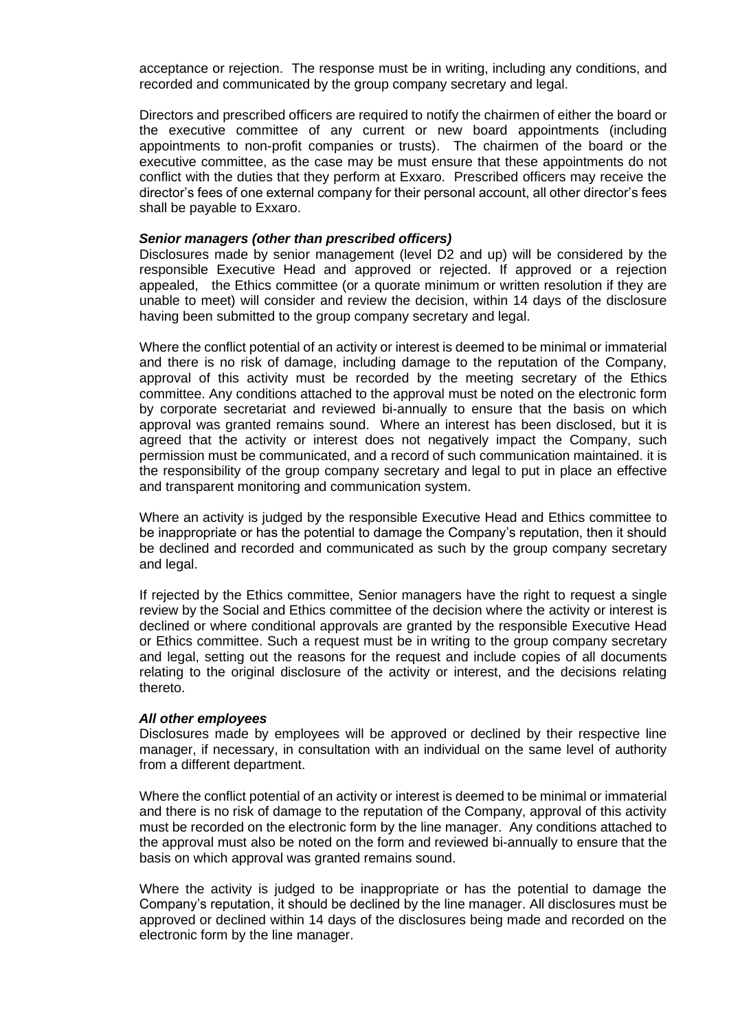acceptance or rejection. The response must be in writing, including any conditions, and recorded and communicated by the group company secretary and legal.

Directors and prescribed officers are required to notify the chairmen of either the board or the executive committee of any current or new board appointments (including appointments to non-profit companies or trusts). The chairmen of the board or the executive committee, as the case may be must ensure that these appointments do not conflict with the duties that they perform at Exxaro. Prescribed officers may receive the director's fees of one external company for their personal account, all other director's fees shall be payable to Exxaro.

***Senior managers (other than prescribed officers)***

Disclosures made by senior management (level D2 and up) will be considered by the responsible Executive Head and approved or rejected. If approved or a rejection appealed, the Ethics committee (or a quorate minimum or written resolution if they are unable to meet) will consider and review the decision, within 14 days of the disclosure having been submitted to the group company secretary and legal.

Where the conflict potential of an activity or interest is deemed to be minimal or immaterial and there is no risk of damage, including damage to the reputation of the Company, approval of this activity must be recorded by the meeting secretary of the Ethics committee. Any conditions attached to the approval must be noted on the electronic form by corporate secretariat and reviewed bi-annually to ensure that the basis on which approval was granted remains sound. Where an interest has been disclosed, but it is agreed that the activity or interest does not negatively impact the Company, such permission must be communicated, and a record of such communication maintained. it is the responsibility of the group company secretary and legal to put in place an effective and transparent monitoring and communication system.

Where an activity is judged by the responsible Executive Head and Ethics committee to be inappropriate or has the potential to damage the Company's reputation, then it should be declined and recorded and communicated as such by the group company secretary and legal.

If rejected by the Ethics committee, Senior managers have the right to request a single review by the Social and Ethics committee of the decision where the activity or interest is declined or where conditional approvals are granted by the responsible Executive Head or Ethics committee. Such a request must be in writing to the group company secretary and legal, setting out the reasons for the request and include copies of all documents relating to the original disclosure of the activity or interest, and the decisions relating thereto.

***All other employees***

Disclosures made by employees will be approved or declined by their respective line manager, if necessary, in consultation with an individual on the same level of authority from a different department.

Where the conflict potential of an activity or interest is deemed to be minimal or immaterial and there is no risk of damage to the reputation of the Company, approval of this activity must be recorded on the electronic form by the line manager. Any conditions attached to the approval must also be noted on the form and reviewed bi-annually to ensure that the basis on which approval was granted remains sound.

Where the activity is judged to be inappropriate or has the potential to damage the Company's reputation, it should be declined by the line manager. All disclosures must be approved or declined within 14 days of the disclosures being made and recorded on the electronic form by the line manager.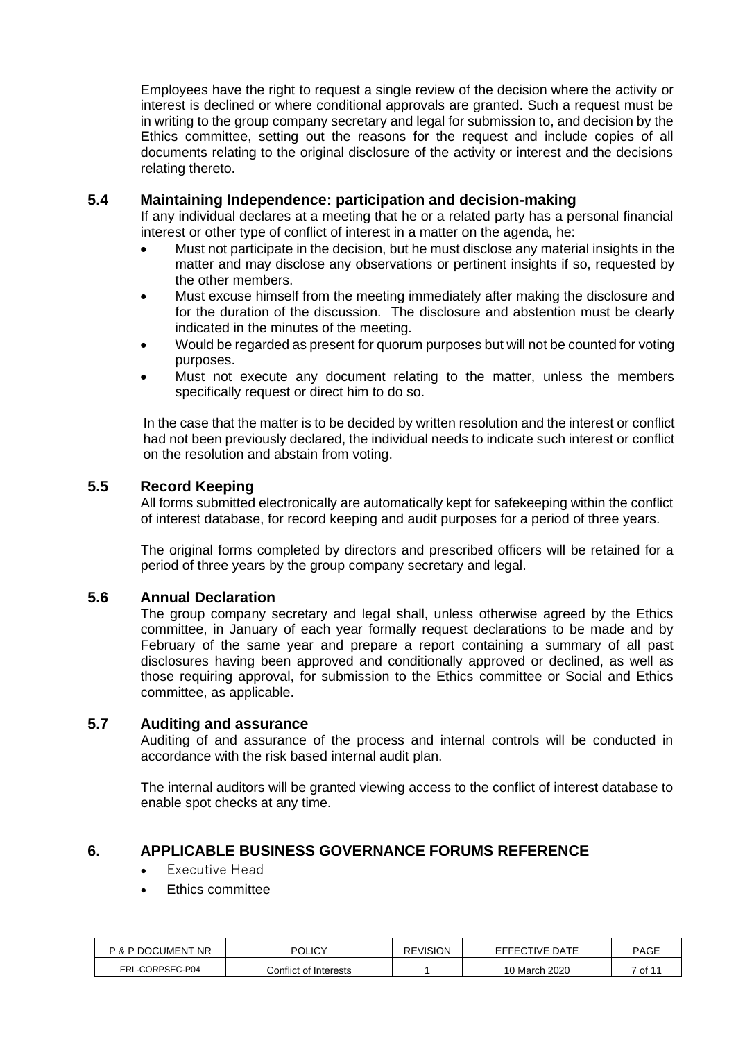Employees have the right to request a single review of the decision where the activity or interest is declined or where conditional approvals are granted. Such a request must be in writing to the group company secretary and legal for submission to, and decision by the Ethics committee, setting out the reasons for the request and include copies of all documents relating to the original disclosure of the activity or interest and the decisions relating thereto.

### 5.4 Maintaining Independence: participation and decision-making

If any individual declares at a meeting that he or a related party has a personal financial interest or other type of conflict of interest in a matter on the agenda, he:

- Must not participate in the decision, but he must disclose any material insights in the matter and may disclose any observations or pertinent insights if so, requested by the other members.
- Must excuse himself from the meeting immediately after making the disclosure and for the duration of the discussion. The disclosure and abstention must be clearly indicated in the minutes of the meeting.
- Would be regarded as present for quorum purposes but will not be counted for voting purposes.
- Must not execute any document relating to the matter, unless the members specifically request or direct him to do so.

In the case that the matter is to be decided by written resolution and the interest or conflict had not been previously declared, the individual needs to indicate such interest or conflict on the resolution and abstain from voting.

### 5.5 Record Keeping

All forms submitted electronically are automatically kept for safekeeping within the conflict of interest database, for record keeping and audit purposes for a period of three years.

The original forms completed by directors and prescribed officers will be retained for a period of three years by the group company secretary and legal.

### 5.6 Annual Declaration

The group company secretary and legal shall, unless otherwise agreed by the Ethics committee, in January of each year formally request declarations to be made and by February of the same year and prepare a report containing a summary of all past disclosures having been approved and conditionally approved or declined, as well as those requiring approval, for submission to the Ethics committee or Social and Ethics committee, as applicable.

### 5.7 Auditing and assurance

Auditing of and assurance of the process and internal controls will be conducted in accordance with the risk based internal audit plan.

The internal auditors will be granted viewing access to the conflict of interest database to enable spot checks at any time.

## 6. APPLICABLE BUSINESS GOVERNANCE FORUMS REFERENCE

- Executive Head
- Ethics committee

| P & P DOCUMENT NR | POLICY | REVISION | EFFECTIVE DATE | PAGE |
|---|---|---|---|---|
| ERL-CORPSEC-P04 | Conflict of Interests | 1 | 10 March 2020 | 7 of 11 |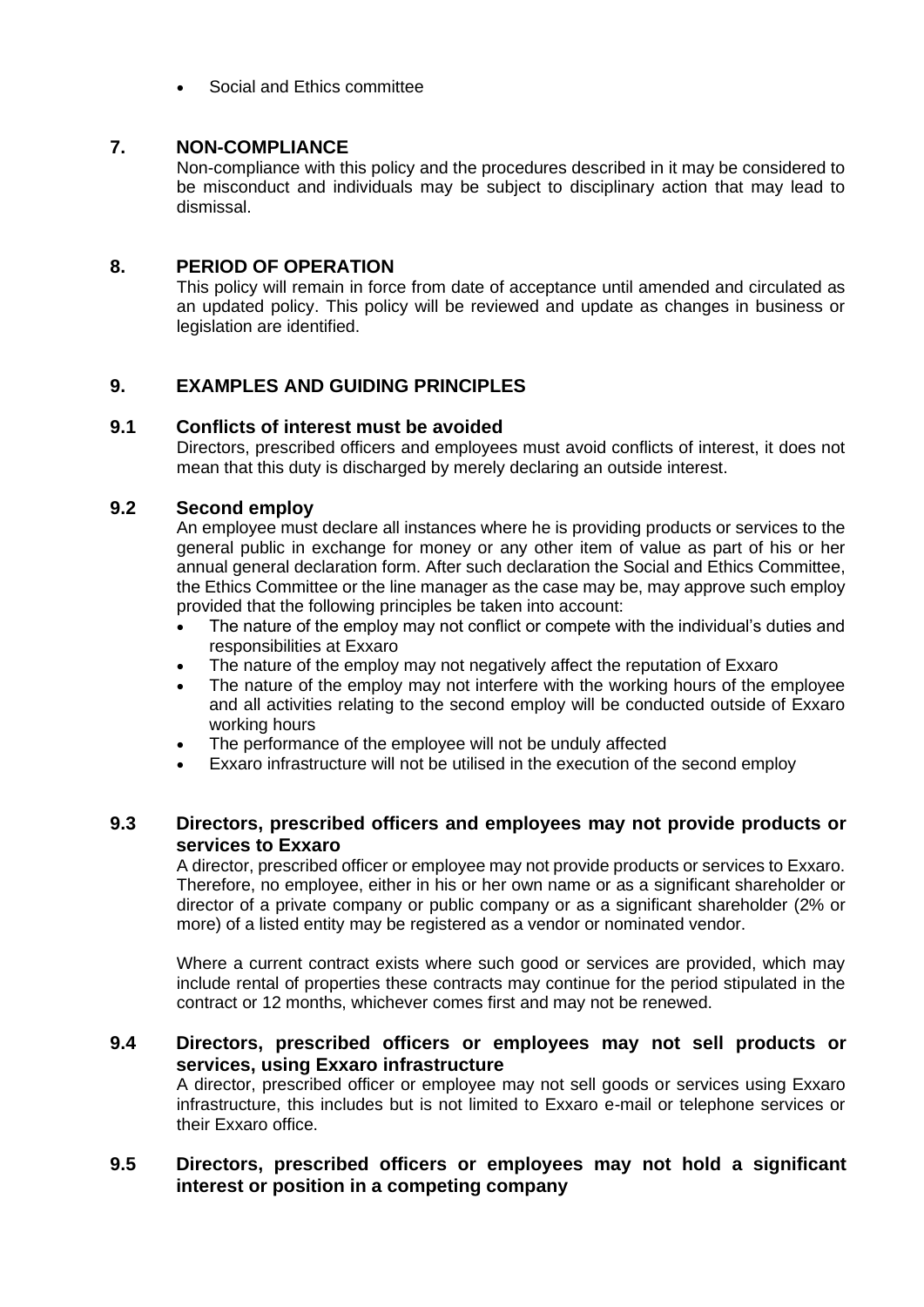- Social and Ethics committee

## 7. NON-COMPLIANCE

Non-compliance with this policy and the procedures described in it may be considered to be misconduct and individuals may be subject to disciplinary action that may lead to dismissal.

## 8. PERIOD OF OPERATION

This policy will remain in force from date of acceptance until amended and circulated as an updated policy. This policy will be reviewed and update as changes in business or legislation are identified.

## 9. EXAMPLES AND GUIDING PRINCIPLES

### 9.1 Conflicts of interest must be avoided

Directors, prescribed officers and employees must avoid conflicts of interest, it does not mean that this duty is discharged by merely declaring an outside interest.

### 9.2 Second employ

An employee must declare all instances where he is providing products or services to the general public in exchange for money or any other item of value as part of his or her annual general declaration form. After such declaration the Social and Ethics Committee, the Ethics Committee or the line manager as the case may be, may approve such employ provided that the following principles be taken into account:

- The nature of the employ may not conflict or compete with the individual's duties and responsibilities at Exxaro
- The nature of the employ may not negatively affect the reputation of Exxaro
- The nature of the employ may not interfere with the working hours of the employee and all activities relating to the second employ will be conducted outside of Exxaro working hours
- The performance of the employee will not be unduly affected
- Exxaro infrastructure will not be utilised in the execution of the second employ

### 9.3 Directors, prescribed officers and employees may not provide products or services to Exxaro

A director, prescribed officer or employee may not provide products or services to Exxaro. Therefore, no employee, either in his or her own name or as a significant shareholder or director of a private company or public company or as a significant shareholder (2% or more) of a listed entity may be registered as a vendor or nominated vendor.

Where a current contract exists where such good or services are provided, which may include rental of properties these contracts may continue for the period stipulated in the contract or 12 months, whichever comes first and may not be renewed.

### 9.4 Directors, prescribed officers or employees may not sell products or services, using Exxaro infrastructure

A director, prescribed officer or employee may not sell goods or services using Exxaro infrastructure, this includes but is not limited to Exxaro e-mail or telephone services or their Exxaro office.

### 9.5 Directors, prescribed officers or employees may not hold a significant interest or position in a competing company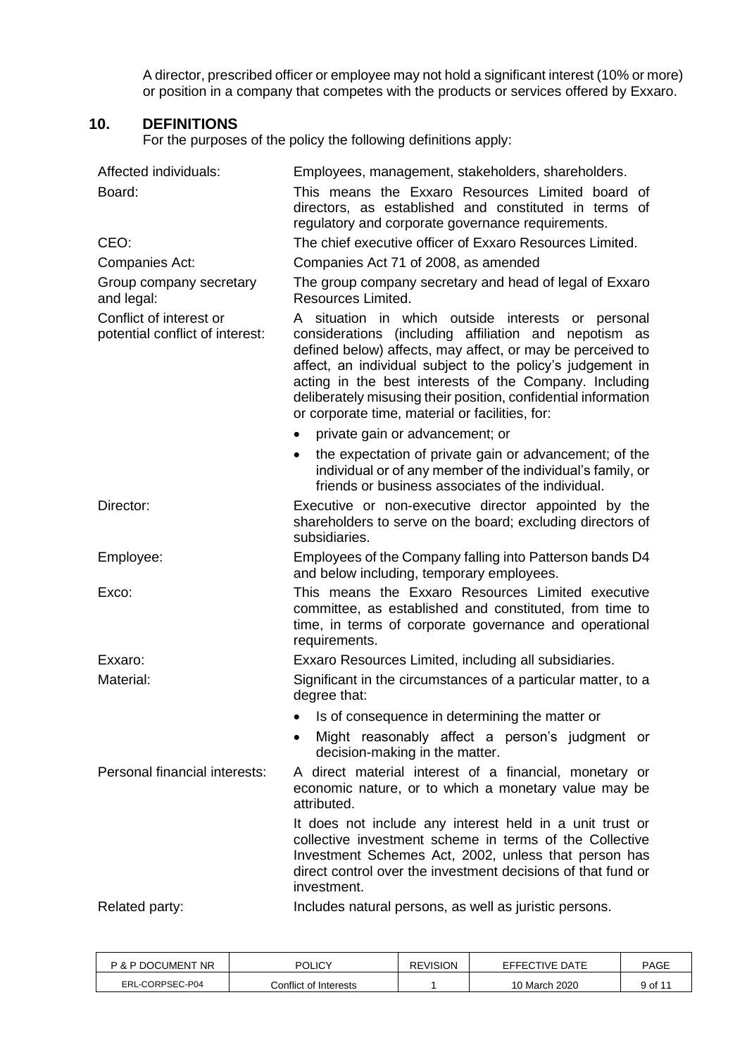A director, prescribed officer or employee may not hold a significant interest (10% or more) or position in a company that competes with the products or services offered by Exxaro.

## 10. DEFINITIONS

For the purposes of the policy the following definitions apply:

**Affected individuals:** Employees, management, stakeholders, shareholders.

**Board:** This means the Exxaro Resources Limited board of directors, as established and constituted in terms of regulatory and corporate governance requirements.

**CEO:** The chief executive officer of Exxaro Resources Limited.

**Companies Act:** Companies Act 71 of 2008, as amended

**Group company secretary and legal:** The group company secretary and head of legal of Exxaro Resources Limited.

**Conflict of interest or potential conflict of interest:** A situation in which outside interests or personal considerations (including affiliation and nepotism as defined below) affects, may affect, or may be perceived to affect, an individual subject to the policy's judgement in acting in the best interests of the Company. Including deliberately misusing their position, confidential information or corporate time, material or facilities, for:

- private gain or advancement; or
- the expectation of private gain or advancement; of the individual or of any member of the individual's family, or friends or business associates of the individual.

**Director:** Executive or non-executive director appointed by the shareholders to serve on the board; excluding directors of subsidiaries.

**Employee:** Employees of the Company falling into Patterson bands D4 and below including, temporary employees.

**Exco:** This means the Exxaro Resources Limited executive committee, as established and constituted, from time to time, in terms of corporate governance and operational requirements.

**Exxaro:** Exxaro Resources Limited, including all subsidiaries.

**Material:** Significant in the circumstances of a particular matter, to a degree that:

- Is of consequence in determining the matter or
- Might reasonably affect a person's judgment or decision-making in the matter.

**Personal financial interests:** A direct material interest of a financial, monetary or economic nature, or to which a monetary value may be attributed.

It does not include any interest held in a unit trust or collective investment scheme in terms of the Collective Investment Schemes Act, 2002, unless that person has direct control over the investment decisions of that fund or investment.

**Related party:** Includes natural persons, as well as juristic persons.

| P & P DOCUMENT NR | POLICY | REVISION | EFFECTIVE DATE | PAGE |
| --- | --- | --- | --- | --- |
| ERL-CORPSEC-P04 | Conflict of Interests | 1 | 10 March 2020 | 9 of 11 |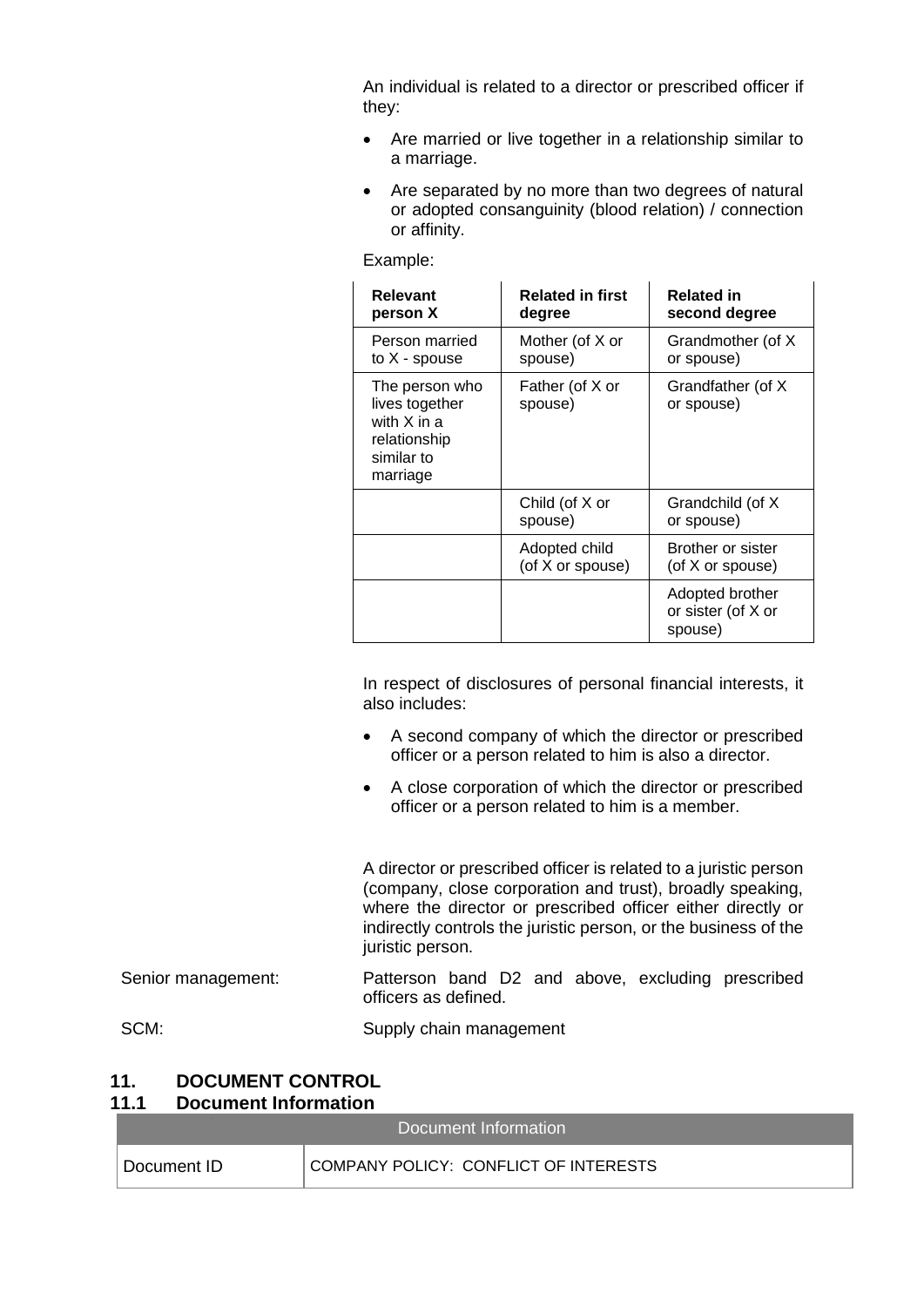An individual is related to a director or prescribed officer if they:

- Are married or live together in a relationship similar to a marriage.
- Are separated by no more than two degrees of natural or adopted consanguinity (blood relation) / connection or affinity.

Example:

| Relevant person X | Related in first degree | Related in second degree |
|---|---|---|
| Person married to X - spouse | Mother (of X or spouse) | Grandmother (of X or spouse) |
| The person who lives together with X in a relationship similar to marriage | Father (of X or spouse) | Grandfather (of X or spouse) |
| | Child (of X or spouse) | Grandchild (of X or spouse) |
| | Adopted child (of X or spouse) | Brother or sister (of X or spouse) |
| | | Adopted brother or sister (of X or spouse) |

In respect of disclosures of personal financial interests, it also includes:

- A second company of which the director or prescribed officer or a person related to him is also a director.
- A close corporation of which the director or prescribed officer or a person related to him is a member.

A director or prescribed officer is related to a juristic person (company, close corporation and trust), broadly speaking, where the director or prescribed officer either directly or indirectly controls the juristic person, or the business of the juristic person.

Senior management: Patterson band D2 and above, excluding prescribed officers as defined.

SCM: Supply chain management

## 11. DOCUMENT CONTROL

### 11.1 Document Information

| Document Information | |
|---|---|
| Document ID | COMPANY POLICY: CONFLICT OF INTERESTS |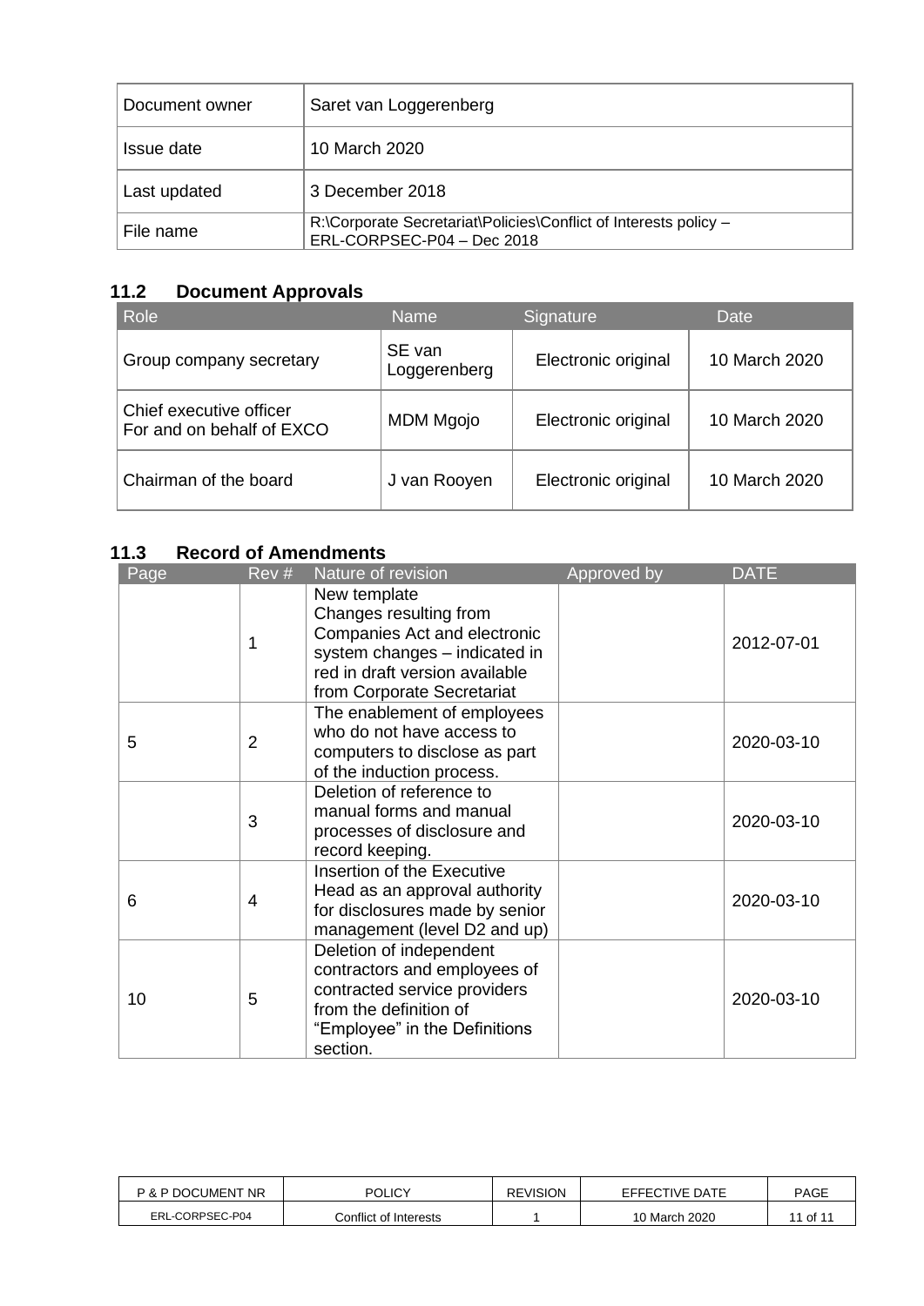| | |
|---|---|
| Document owner | Saret van Loggerenberg |
| Issue date | 10 March 2020 |
| Last updated | 3 December 2018 |
| File name | R:\Corporate Secretariat\Policies\Conflict of Interests policy – ERL-CORPSEC-P04 – Dec 2018 |

## 11.2 Document Approvals

| Role | Name | Signature | Date |
|---|---|---|---|
| Group company secretary | SE van Loggerenberg | Electronic original | 10 March 2020 |
| Chief executive officer For and on behalf of EXCO | MDM Mgojo | Electronic original | 10 March 2020 |
| Chairman of the board | J van Rooyen | Electronic original | 10 March 2020 |

## 11.3 Record of Amendments

| Page | Rev # | Nature of revision | Approved by | DATE |
|---|---|---|---|---|
| | 1 | New template Changes resulting from Companies Act and electronic system changes – indicated in red in draft version available from Corporate Secretariat | | 2012-07-01 |
| 5 | 2 | The enablement of employees who do not have access to computers to disclose as part of the induction process. | | 2020-03-10 |
| | 3 | Deletion of reference to manual forms and manual processes of disclosure and record keeping. | | 2020-03-10 |
| 6 | 4 | Insertion of the Executive Head as an approval authority for disclosures made by senior management (level D2 and up) | | 2020-03-10 |
| 10 | 5 | Deletion of independent contractors and employees of contracted service providers from the definition of "Employee" in the Definitions section. | | 2020-03-10 |